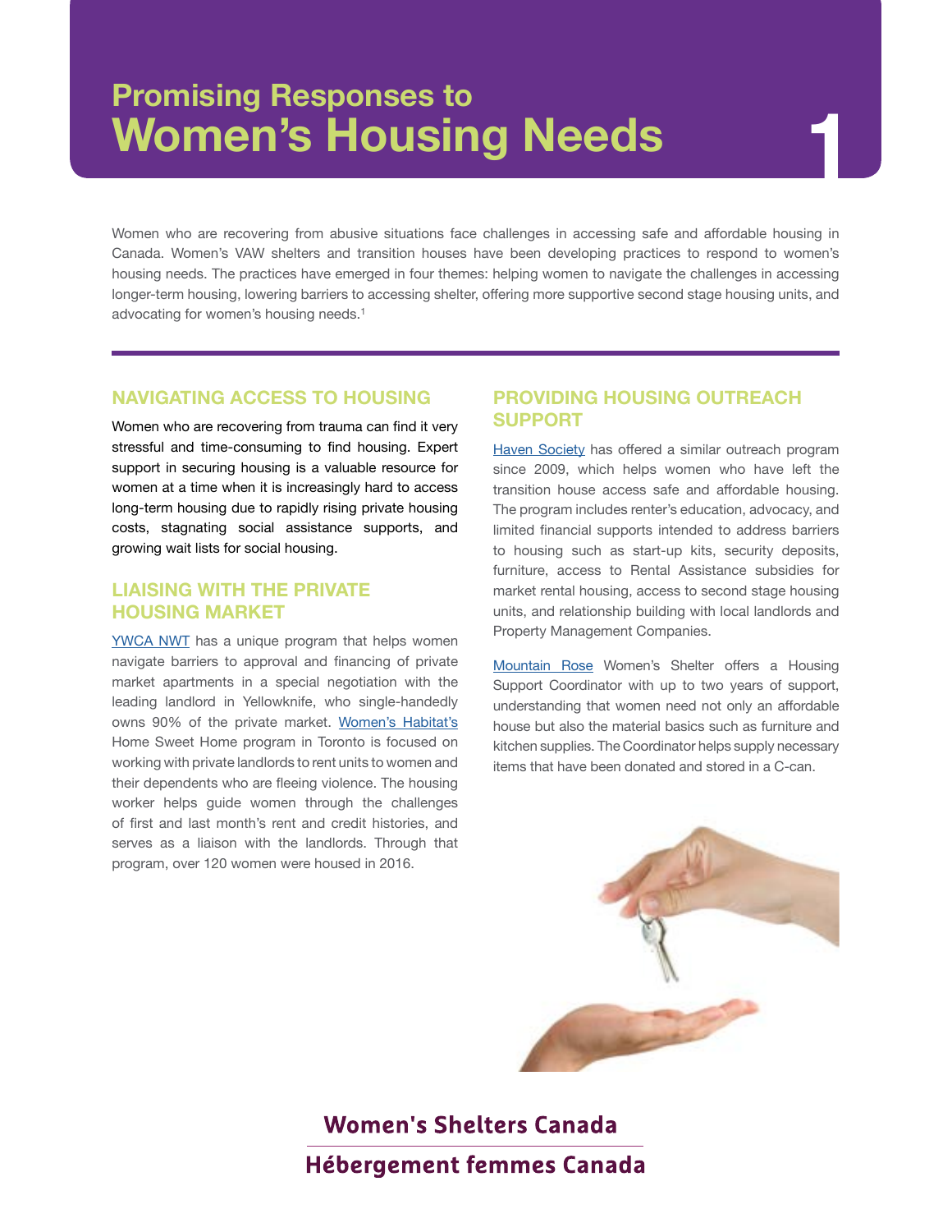# Promising Responses to Women's Housing Needs

1

Women who are recovering from abusive situations face challenges in accessing safe and affordable housing in Canada. Women's VAW shelters and transition houses have been developing practices to respond to women's housing needs. The practices have emerged in four themes: helping women to navigate the challenges in accessing longer-term housing, lowering barriers to accessing shelter, offering more supportive second stage housing units, and advocating for women's housing needs.[1]

## NAVIGATING ACCESS TO HOUSING

Women who are recovering from trauma can find it very stressful and time-consuming to find housing. Expert support in securing housing is a valuable resource for women at a time when it is increasingly hard to access long-term housing due to rapidly rising private housing costs, stagnating social assistance supports, and growing wait lists for social housing.

## LIAISING WITH THE PRIVATE HOUSING MARKET

YWCA NWT has a unique program that helps women navigate barriers to approval and financing of private market apartments in a special negotiation with the leading landlord in Yellowknife, who single-handedly owns 90% of the private market. Women's Habitat's Home Sweet Home program in Toronto is focused on working with private landlords to rent units to women and their dependents who are fleeing violence. The housing worker helps guide women through the challenges of first and last month's rent and credit histories, and serves as a liaison with the landlords. Through that program, over 120 women were housed in 2016.

## PROVIDING HOUSING OUTREACH SUPPORT

Haven Society has offered a similar outreach program since 2009, which helps women who have left the transition house access safe and affordable housing. The program includes renter's education, advocacy, and limited financial supports intended to address barriers to housing such as start-up kits, security deposits, furniture, access to Rental Assistance subsidies for market rental housing, access to second stage housing units, and relationship building with local landlords and Property Management Companies.

Mountain Rose Women's Shelter offers a Housing Support Coordinator with up to two years of support, understanding that women need not only an affordable house but also the material basics such as furniture and kitchen supplies. The Coordinator helps supply necessary items that have been donated and stored in a C-can.

Women's Shelters Canada

Hébergement femmes Canada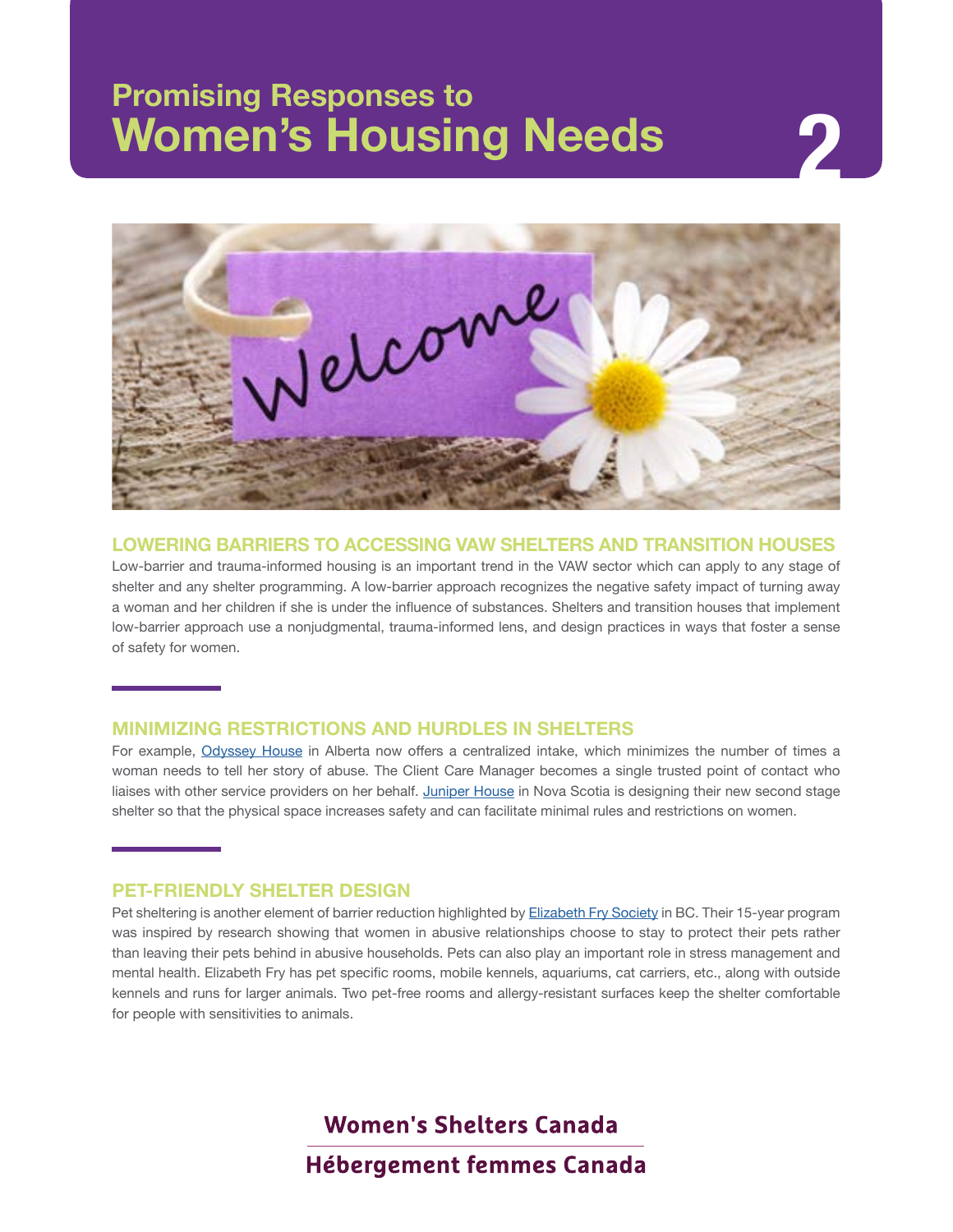# Promising Responses to Women's Housing Needs

## LOWERING BARRIERS TO ACCESSING VAW SHELTERS AND TRANSITION HOUSES

Low-barrier and trauma-informed housing is an important trend in the VAW sector which can apply to any stage of shelter and any shelter programming. A low-barrier approach recognizes the negative safety impact of turning away a woman and her children if she is under the influence of substances. Shelters and transition houses that implement low-barrier approach use a nonjudgmental, trauma-informed lens, and design practices in ways that foster a sense of safety for women.

## MINIMIZING RESTRICTIONS AND HURDLES IN SHELTERS

For example, Odyssey House in Alberta now offers a centralized intake, which minimizes the number of times a woman needs to tell her story of abuse. The Client Care Manager becomes a single trusted point of contact who liaises with other service providers on her behalf. Juniper House in Nova Scotia is designing their new second stage shelter so that the physical space increases safety and can facilitate minimal rules and restrictions on women.

## PET-FRIENDLY SHELTER DESIGN

Pet sheltering is another element of barrier reduction highlighted by Elizabeth Fry Society in BC. Their 15-year program was inspired by research showing that women in abusive relationships choose to stay to protect their pets rather than leaving their pets behind in abusive households. Pets can also play an important role in stress management and mental health. Elizabeth Fry has pet specific rooms, mobile kennels, aquariums, cat carriers, etc., along with outside kennels and runs for larger animals. Two pet-free rooms and allergy-resistant surfaces keep the shelter comfortable for people with sensitivities to animals.

Women's Shelters Canada

Hébergement femmes Canada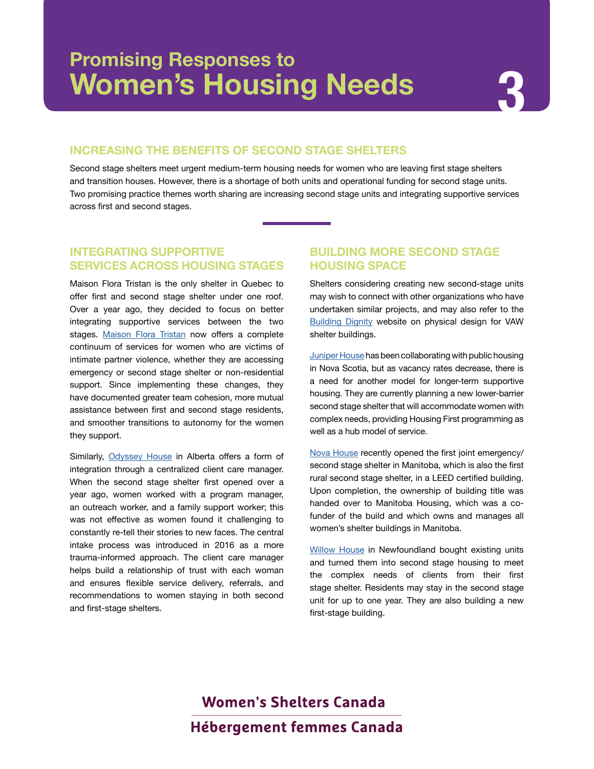# Promising Responses to Women's Housing Needs

## INCREASING THE BENEFITS OF SECOND STAGE SHELTERS

Second stage shelters meet urgent medium-term housing needs for women who are leaving first stage shelters and transition houses. However, there is a shortage of both units and operational funding for second stage units. Two promising practice themes worth sharing are increasing second stage units and integrating supportive services across first and second stages.

## INTEGRATING SUPPORTIVE SERVICES ACROSS HOUSING STAGES

Maison Flora Tristan is the only shelter in Quebec to offer first and second stage shelter under one roof. Over a year ago, they decided to focus on better integrating supportive services between the two stages. Maison Flora Tristan now offers a complete continuum of services for women who are victims of intimate partner violence, whether they are accessing emergency or second stage shelter or non-residential support. Since implementing these changes, they have documented greater team cohesion, more mutual assistance between first and second stage residents, and smoother transitions to autonomy for the women they support.

Similarly, Odyssey House in Alberta offers a form of integration through a centralized client care manager. When the second stage shelter first opened over a year ago, women worked with a program manager, an outreach worker, and a family support worker; this was not effective as women found it challenging to constantly re-tell their stories to new faces. The central intake process was introduced in 2016 as a more trauma-informed approach. The client care manager helps build a relationship of trust with each woman and ensures flexible service delivery, referrals, and recommendations to women staying in both second and first-stage shelters.

## BUILDING MORE SECOND STAGE HOUSING SPACE

Shelters considering creating new second-stage units may wish to connect with other organizations who have undertaken similar projects, and may also refer to the Building Dignity website on physical design for VAW shelter buildings.

Juniper House has been collaborating with public housing in Nova Scotia, but as vacancy rates decrease, there is a need for another model for longer-term supportive housing. They are currently planning a new lower-barrier second stage shelter that will accommodate women with complex needs, providing Housing First programming as well as a hub model of service.

Nova House recently opened the first joint emergency/second stage shelter in Manitoba, which is also the first rural second stage shelter, in a LEED certified building. Upon completion, the ownership of building title was handed over to Manitoba Housing, which was a co-funder of the build and which owns and manages all women's shelter buildings in Manitoba.

Willow House in Newfoundland bought existing units and turned them into second stage housing to meet the complex needs of clients from their first stage shelter. Residents may stay in the second stage unit for up to one year. They are also building a new first-stage building.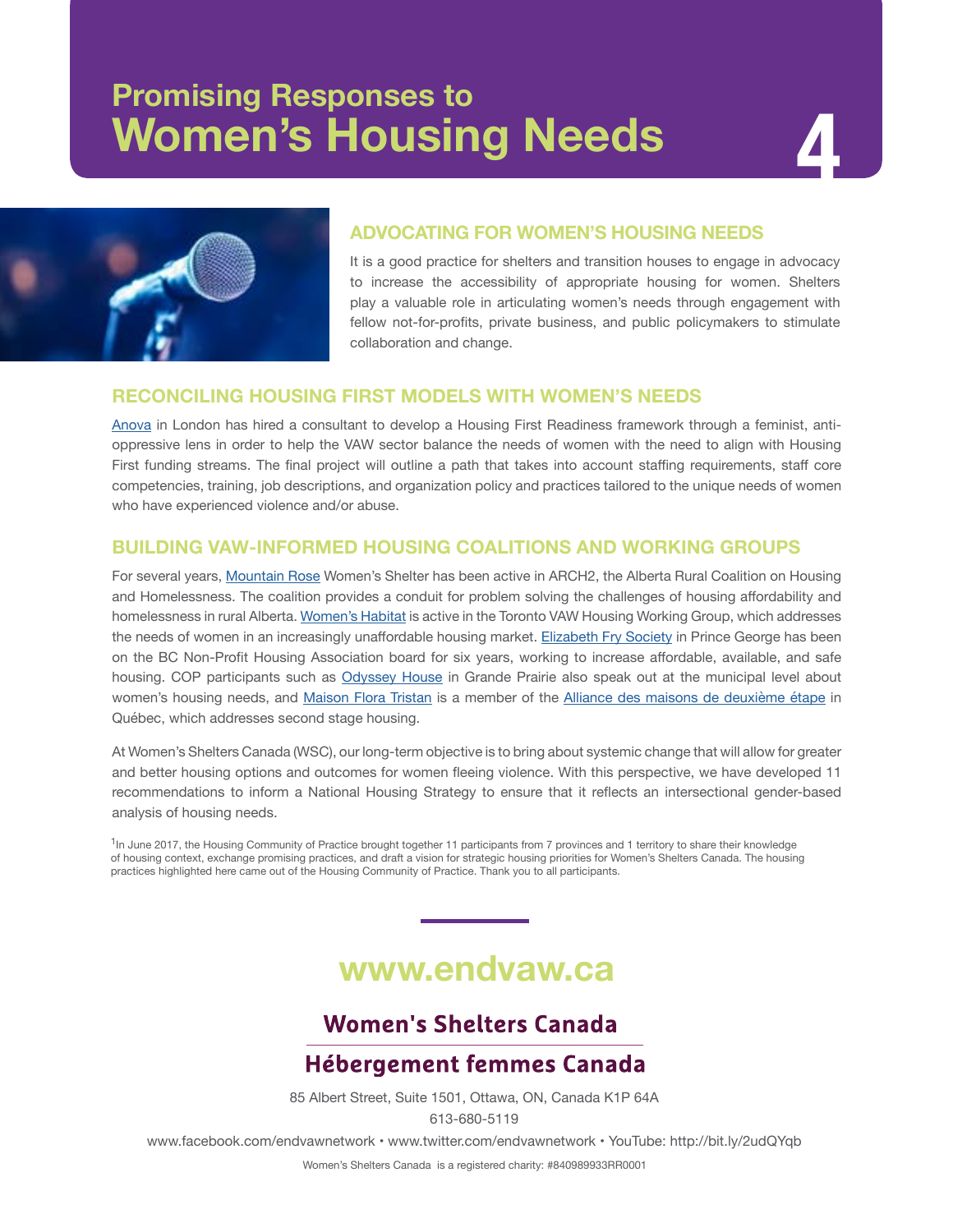# Promising Responses to Women's Housing Needs

4

## ADVOCATING FOR WOMEN'S HOUSING NEEDS

It is a good practice for shelters and transition houses to engage in advocacy to increase the accessibility of appropriate housing for women. Shelters play a valuable role in articulating women's needs through engagement with fellow not-for-profits, private business, and public policymakers to stimulate collaboration and change.

## RECONCILING HOUSING FIRST MODELS WITH WOMEN'S NEEDS

Anova in London has hired a consultant to develop a Housing First Readiness framework through a feminist, anti-oppressive lens in order to help the VAW sector balance the needs of women with the need to align with Housing First funding streams. The final project will outline a path that takes into account staffing requirements, staff core competencies, training, job descriptions, and organization policy and practices tailored to the unique needs of women who have experienced violence and/or abuse.

## BUILDING VAW-INFORMED HOUSING COALITIONS AND WORKING GROUPS

For several years, Mountain Rose Women's Shelter has been active in ARCH2, the Alberta Rural Coalition on Housing and Homelessness. The coalition provides a conduit for problem solving the challenges of housing affordability and homelessness in rural Alberta. Women's Habitat is active in the Toronto VAW Housing Working Group, which addresses the needs of women in an increasingly unaffordable housing market. Elizabeth Fry Society in Prince George has been on the BC Non-Profit Housing Association board for six years, working to increase affordable, available, and safe housing. COP participants such as Odyssey House in Grande Prairie also speak out at the municipal level about women's housing needs, and Maison Flora Tristan is a member of the Alliance des maisons de deuxième étape in Québec, which addresses second stage housing.

At Women's Shelters Canada (WSC), our long-term objective is to bring about systemic change that will allow for greater and better housing options and outcomes for women fleeing violence. With this perspective, we have developed 11 recommendations to inform a National Housing Strategy to ensure that it reflects an intersectional gender-based analysis of housing needs.

[1]In June 2017, the Housing Community of Practice brought together 11 participants from 7 provinces and 1 territory to share their knowledge of housing context, exchange promising practices, and draft a vision for strategic housing priorities for Women's Shelters Canada. The housing practices highlighted here came out of the Housing Community of Practice. Thank you to all participants.

**www.endvaw.ca**

**Women's Shelters Canada**

**Hébergement femmes Canada**

85 Albert Street, Suite 1501, Ottawa, ON, Canada K1P 64A

613-680-5119

www.facebook.com/endvawnetwork • www.twitter.com/endvawnetwork • YouTube: http://bit.ly/2udQYqb

Women's Shelters Canada is a registered charity: #840989933RR0001